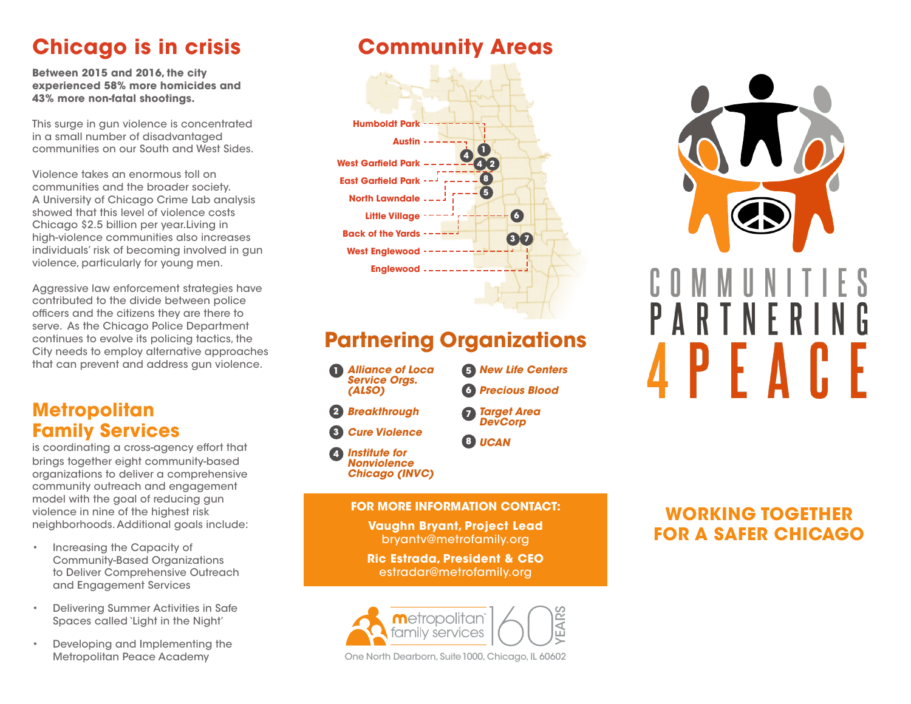# Chicago is in crisis

**Between 2015 and 2016, the city experienced 58% more homicides and 43% more non-fatal shootings.**

This surge in gun violence is concentrated in a small number of disadvantaged communities on our South and West Sides.

Violence takes an enormous toll on communities and the broader society. A University of Chicago Crime Lab analysis showed that this level of violence costs Chicago $2.5 billion per year.Living in high-violence communities also increases individuals' risk of becoming involved in gun violence, particularly for young men.

Aggressive law enforcement strategies have contributed to the divide between police officers and the citizens they are there to serve. As the Chicago Police Department continues to evolve its policing tactics, the City needs to employ alternative approaches that can prevent and address gun violence.

## Metropolitan Family Services

is coordinating a cross-agency effort that brings together eight community-based organizations to deliver a comprehensive community outreach and engagement model with the goal of reducing gun violence in nine of the highest risk neighborhoods. Additional goals include:

- Increasing the Capacity of Community-Based Organizations to Deliver Comprehensive Outreach and Engagement Services
- Delivering Summer Activities in Safe Spaces called 'Light in the Night'
- Developing and Implementing the Metropolitan Peace Academy

## Community Areas

- Humboldt Park (1)
- Austin (4)
- West Garfield Park (4, 2)
- East Garfield Park (8)
- North Lawndale (5)
- Little Village (6)
- Back of the Yards (3)
- West Englewood (3)
- Englewood (7)

## Partnering Organizations

1. *Alliance of Loca Service Orgs. (ALSO)*
2. *Breakthrough*
3. *Cure Violence*
4. *Institute for Nonviolence Chicago (INVC)*
5. *New Life Centers*
6. *Precious Blood*
7. *Target Area DevCorp*
8. *UCAN*

**FOR MORE INFORMATION CONTACT:**

**Vaughn Bryant, Project Lead**
bryantv@metrofamily.org

**Ric Estrada, President & CEO**
estradar@metrofamily.org

metropolitan family services | 160 YEARS

One North Dearborn, Suite 1000, Chicago, IL 60602

# COMMUNITIES PARTNERING 4 PEACE

**WORKING TOGETHER FOR A SAFER CHICAGO**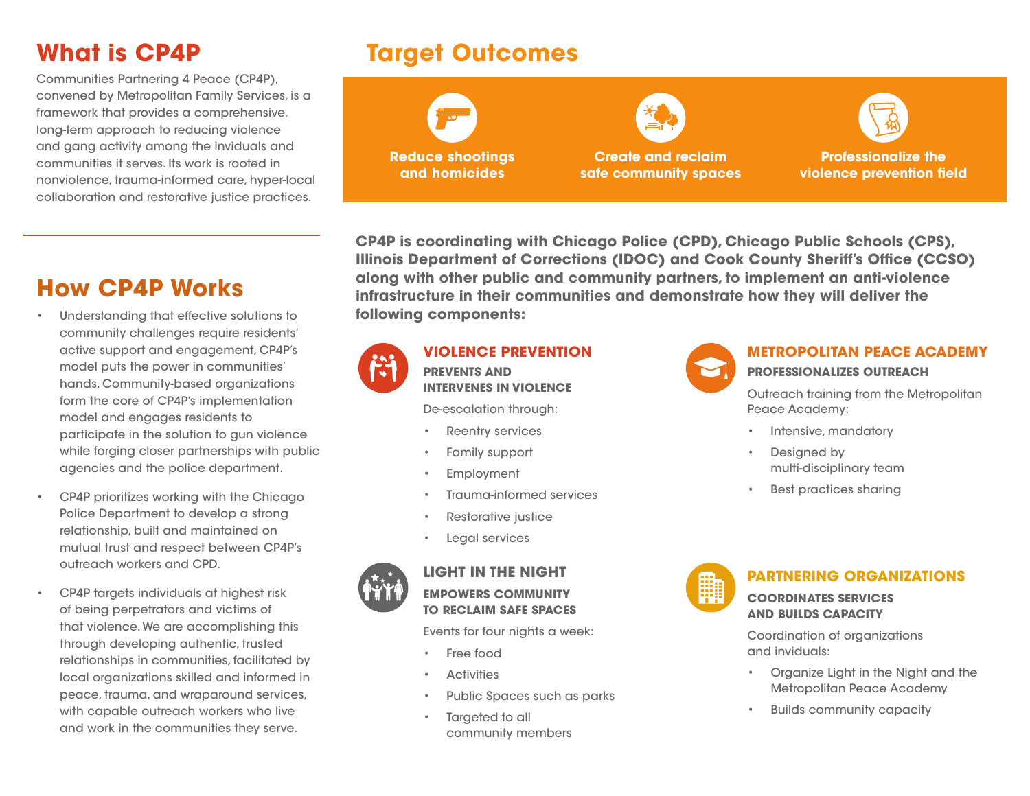## What is CP4P

Communities Partnering 4 Peace (CP4P), convened by Metropolitan Family Services, is a framework that provides a comprehensive, long-term approach to reducing violence and gang activity among the inviduals and communities it serves. Its work is rooted in nonviolence, trauma-informed care, hyper-local collaboration and restorative justice practices.

## How CP4P Works

- Understanding that effective solutions to community challenges require residents' active support and engagement, CP4P's model puts the power in communities' hands. Community-based organizations form the core of CP4P's implementation model and engages residents to participate in the solution to gun violence while forging closer partnerships with public agencies and the police department.
- CP4P prioritizes working with the Chicago Police Department to develop a strong relationship, built and maintained on mutual trust and respect between CP4P's outreach workers and CPD.
- CP4P targets individuals at highest risk of being perpetrators and victims of that violence. We are accomplishing this through developing authentic, trusted relationships in communities, facilitated by local organizations skilled and informed in peace, trauma, and wraparound services, with capable outreach workers who live and work in the communities they serve.

## Target Outcomes

**Reduce shootings and homicides**

**Create and reclaim safe community spaces**

**Professionalize the violence prevention field**

**CP4P is coordinating with Chicago Police (CPD), Chicago Public Schools (CPS), Illinois Department of Corrections (IDOC) and Cook County Sheriff's Office (CCSO) along with other public and community partners, to implement an anti-violence infrastructure in their communities and demonstrate how they will deliver the following components:**

### VIOLENCE PREVENTION

**PREVENTS AND INTERVENES IN VIOLENCE**

De-escalation through:

- Reentry services
- Family support
- Employment
- Trauma-informed services
- Restorative justice
- Legal services

### METROPOLITAN PEACE ACADEMY

**PROFESSIONALIZES OUTREACH**

Outreach training from the Metropolitan Peace Academy:

- Intensive, mandatory
- Designed by multi-disciplinary team
- Best practices sharing

### LIGHT IN THE NIGHT

**EMPOWERS COMMUNITY TO RECLAIM SAFE SPACES**

Events for four nights a week:

- Free food
- Activities
- Public Spaces such as parks
- Targeted to all community members

### PARTNERING ORGANIZATIONS

**COORDINATES SERVICES AND BUILDS CAPACITY**

Coordination of organizations and inviduals:

- Organize Light in the Night and the Metropolitan Peace Academy
- Builds community capacity